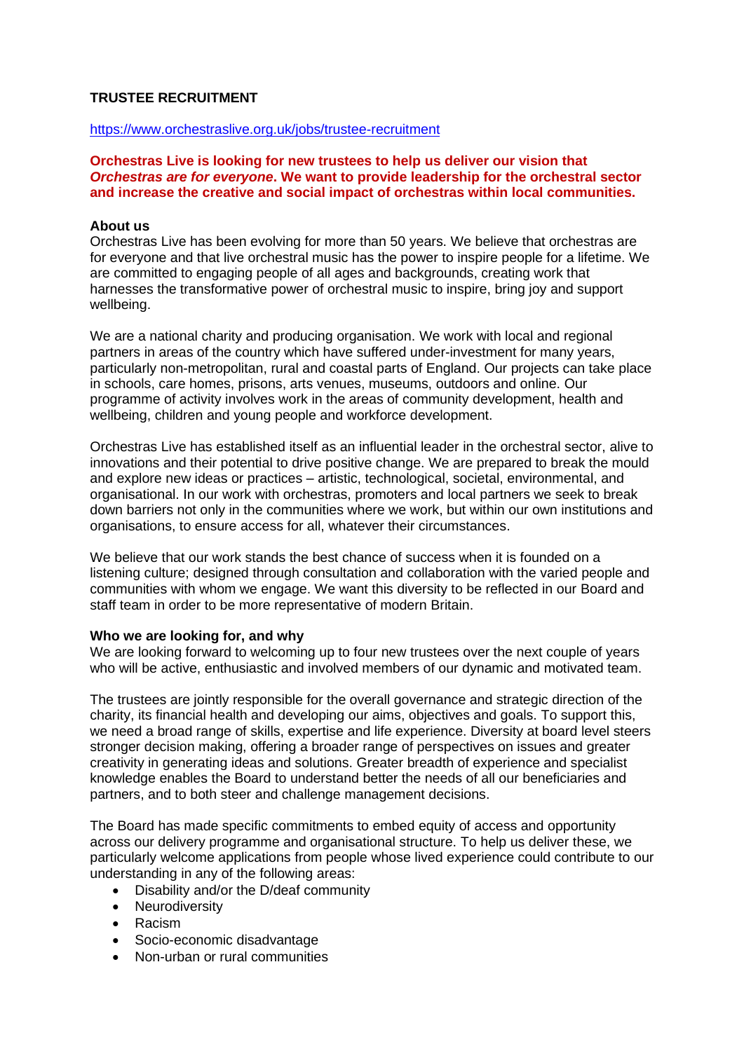# TRUSTEE RECRUITMENT

https://www.orchestraslive.org.uk/jobs/trustee-recruitment

**Orchestras Live is looking for new trustees to help us deliver our vision that *Orchestras are for everyone*. We want to provide leadership for the orchestral sector and increase the creative and social impact of orchestras within local communities.**

**About us**

Orchestras Live has been evolving for more than 50 years. We believe that orchestras are for everyone and that live orchestral music has the power to inspire people for a lifetime. We are committed to engaging people of all ages and backgrounds, creating work that harnesses the transformative power of orchestral music to inspire, bring joy and support wellbeing.

We are a national charity and producing organisation. We work with local and regional partners in areas of the country which have suffered under-investment for many years, particularly non-metropolitan, rural and coastal parts of England. Our projects can take place in schools, care homes, prisons, arts venues, museums, outdoors and online. Our programme of activity involves work in the areas of community development, health and wellbeing, children and young people and workforce development.

Orchestras Live has established itself as an influential leader in the orchestral sector, alive to innovations and their potential to drive positive change. We are prepared to break the mould and explore new ideas or practices – artistic, technological, societal, environmental, and organisational. In our work with orchestras, promoters and local partners we seek to break down barriers not only in the communities where we work, but within our own institutions and organisations, to ensure access for all, whatever their circumstances.

We believe that our work stands the best chance of success when it is founded on a listening culture; designed through consultation and collaboration with the varied people and communities with whom we engage. We want this diversity to be reflected in our Board and staff team in order to be more representative of modern Britain.

**Who we are looking for, and why**

We are looking forward to welcoming up to four new trustees over the next couple of years who will be active, enthusiastic and involved members of our dynamic and motivated team.

The trustees are jointly responsible for the overall governance and strategic direction of the charity, its financial health and developing our aims, objectives and goals. To support this, we need a broad range of skills, expertise and life experience. Diversity at board level steers stronger decision making, offering a broader range of perspectives on issues and greater creativity in generating ideas and solutions. Greater breadth of experience and specialist knowledge enables the Board to understand better the needs of all our beneficiaries and partners, and to both steer and challenge management decisions.

The Board has made specific commitments to embed equity of access and opportunity across our delivery programme and organisational structure. To help us deliver these, we particularly welcome applications from people whose lived experience could contribute to our understanding in any of the following areas:

- Disability and/or the D/deaf community
- Neurodiversity
- Racism
- Socio-economic disadvantage
- Non-urban or rural communities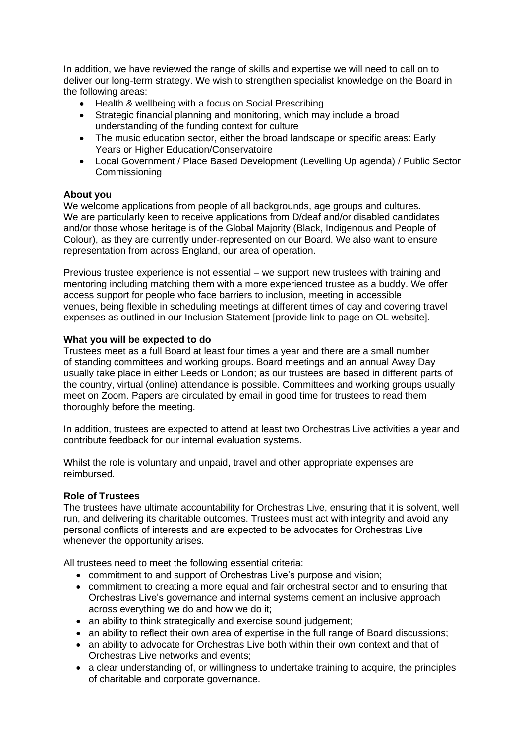In addition, we have reviewed the range of skills and expertise we will need to call on to deliver our long-term strategy. We wish to strengthen specialist knowledge on the Board in the following areas:

- Health & wellbeing with a focus on Social Prescribing
- Strategic financial planning and monitoring, which may include a broad understanding of the funding context for culture
- The music education sector, either the broad landscape or specific areas: Early Years or Higher Education/Conservatoire
- Local Government / Place Based Development (Levelling Up agenda) / Public Sector Commissioning

**About you**
We welcome applications from people of all backgrounds, age groups and cultures. We are particularly keen to receive applications from D/deaf and/or disabled candidates and/or those whose heritage is of the Global Majority (Black, Indigenous and People of Colour), as they are currently under-represented on our Board. We also want to ensure representation from across England, our area of operation.

Previous trustee experience is not essential – we support new trustees with training and mentoring including matching them with a more experienced trustee as a buddy. We offer access support for people who face barriers to inclusion, meeting in accessible venues, being flexible in scheduling meetings at different times of day and covering travel expenses as outlined in our Inclusion Statement [provide link to page on OL website].

**What you will be expected to do**
Trustees meet as a full Board at least four times a year and there are a small number of standing committees and working groups. Board meetings and an annual Away Day usually take place in either Leeds or London; as our trustees are based in different parts of the country, virtual (online) attendance is possible. Committees and working groups usually meet on Zoom. Papers are circulated by email in good time for trustees to read them thoroughly before the meeting.

In addition, trustees are expected to attend at least two Orchestras Live activities a year and contribute feedback for our internal evaluation systems.

Whilst the role is voluntary and unpaid, travel and other appropriate expenses are reimbursed.

**Role of Trustees**
The trustees have ultimate accountability for Orchestras Live, ensuring that it is solvent, well run, and delivering its charitable outcomes. Trustees must act with integrity and avoid any personal conflicts of interests and are expected to be advocates for Orchestras Live whenever the opportunity arises.

All trustees need to meet the following essential criteria:

- commitment to and support of Orchestras Live's purpose and vision;
- commitment to creating a more equal and fair orchestral sector and to ensuring that Orchestras Live's governance and internal systems cement an inclusive approach across everything we do and how we do it;
- an ability to think strategically and exercise sound judgement;
- an ability to reflect their own area of expertise in the full range of Board discussions;
- an ability to advocate for Orchestras Live both within their own context and that of Orchestras Live networks and events;
- a clear understanding of, or willingness to undertake training to acquire, the principles of charitable and corporate governance.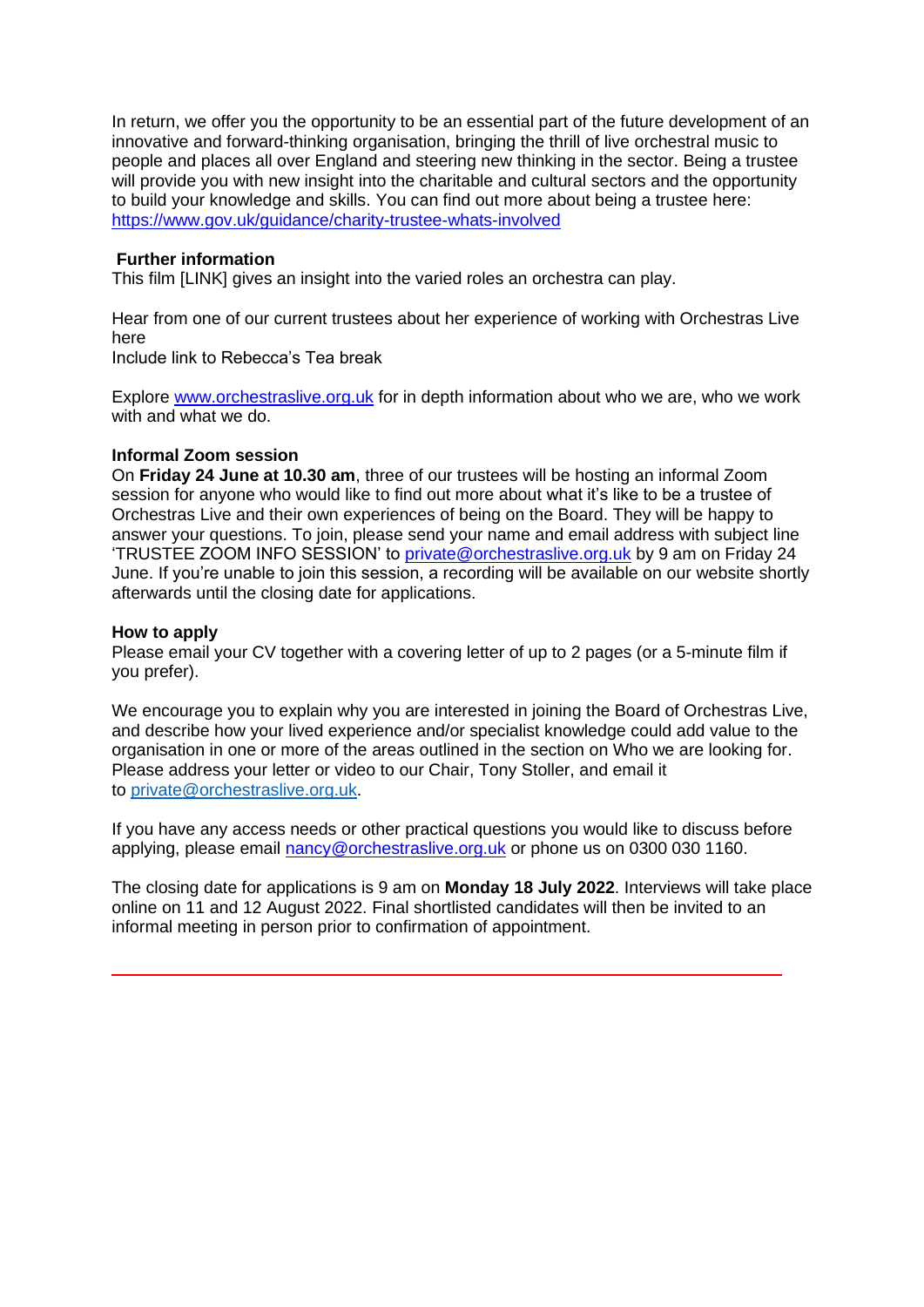In return, we offer you the opportunity to be an essential part of the future development of an innovative and forward-thinking organisation, bringing the thrill of live orchestral music to people and places all over England and steering new thinking in the sector. Being a trustee will provide you with new insight into the charitable and cultural sectors and the opportunity to build your knowledge and skills. You can find out more about being a trustee here: https://www.gov.uk/guidance/charity-trustee-whats-involved

**Further information**

This film [LINK] gives an insight into the varied roles an orchestra can play.

Hear from one of our current trustees about her experience of working with Orchestras Live here

Include link to Rebecca's Tea break

Explore www.orchestraslive.org.uk for in depth information about who we are, who we work with and what we do.

**Informal Zoom session**

On **Friday 24 June at 10.30 am**, three of our trustees will be hosting an informal Zoom session for anyone who would like to find out more about what it's like to be a trustee of Orchestras Live and their own experiences of being on the Board. They will be happy to answer your questions. To join, please send your name and email address with subject line 'TRUSTEE ZOOM INFO SESSION' to private@orchestraslive.org.uk by 9 am on Friday 24 June. If you're unable to join this session, a recording will be available on our website shortly afterwards until the closing date for applications.

**How to apply**

Please email your CV together with a covering letter of up to 2 pages (or a 5-minute film if you prefer).

We encourage you to explain why you are interested in joining the Board of Orchestras Live, and describe how your lived experience and/or specialist knowledge could add value to the organisation in one or more of the areas outlined in the section on Who we are looking for. Please address your letter or video to our Chair, Tony Stoller, and email it to private@orchestraslive.org.uk.

If you have any access needs or other practical questions you would like to discuss before applying, please email nancy@orchestraslive.org.uk or phone us on 0300 030 1160.

The closing date for applications is 9 am on **Monday 18 July 2022**. Interviews will take place online on 11 and 12 August 2022. Final shortlisted candidates will then be invited to an informal meeting in person prior to confirmation of appointment.